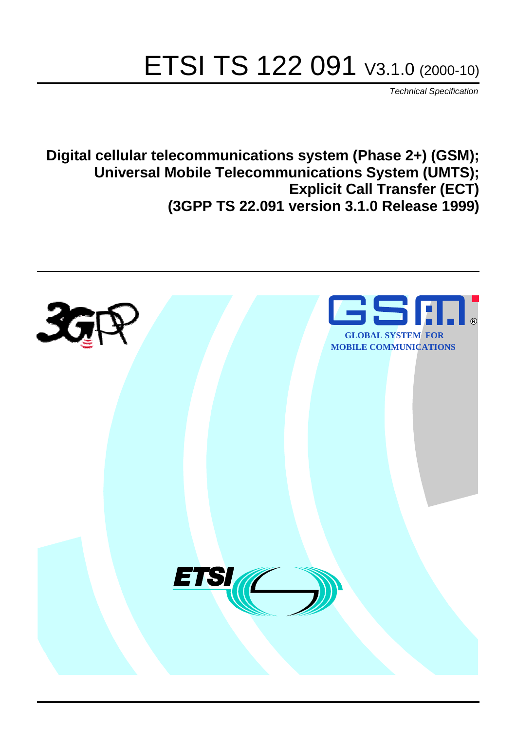# ETSI TS 122 091 V3.1.0 (2000-10)

*Technical Specification*

**Digital cellular telecommunications system (Phase 2+) (GSM);**
**Universal Mobile Telecommunications System (UMTS);**
**Explicit Call Transfer (ECT)**
**(3GPP TS 22.091 version 3.1.0 Release 1999)**

GLOBAL SYSTEM FOR MOBILE COMMUNICATIONS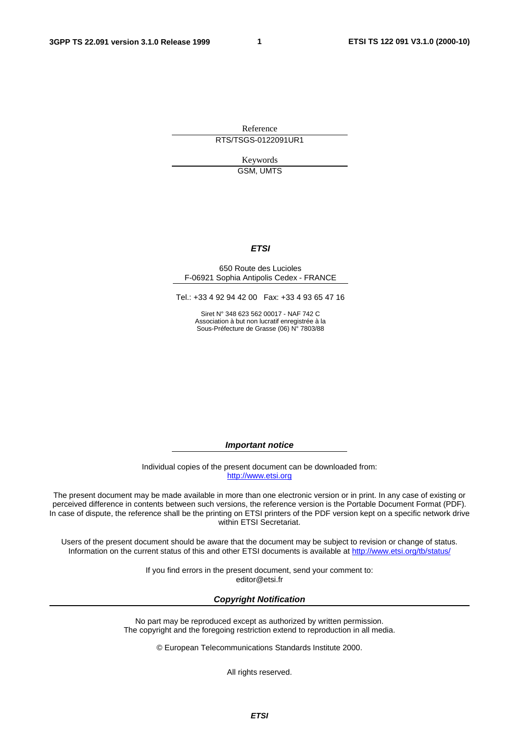Reference

RTS/TSGS-0122091UR1

Keywords

GSM, UMTS

***ETSI***

650 Route des Lucioles
F-06921 Sophia Antipolis Cedex - FRANCE

Tel.: +33 4 92 94 42 00 Fax: +33 4 93 65 47 16

Siret N° 348 623 562 00017 - NAF 742 C
Association à but non lucratif enregistrée à la
Sous-Préfecture de Grasse (06) N° 7803/88

***Important notice***

Individual copies of the present document can be downloaded from:
http://www.etsi.org

The present document may be made available in more than one electronic version or in print. In any case of existing or perceived difference in contents between such versions, the reference version is the Portable Document Format (PDF). In case of dispute, the reference shall be the printing on ETSI printers of the PDF version kept on a specific network drive within ETSI Secretariat.

Users of the present document should be aware that the document may be subject to revision or change of status. Information on the current status of this and other ETSI documents is available at http://www.etsi.org/tb/status/

If you find errors in the present document, send your comment to:
editor@etsi.fr

***Copyright Notification***

No part may be reproduced except as authorized by written permission.
The copyright and the foregoing restriction extend to reproduction in all media.

© European Telecommunications Standards Institute 2000.

All rights reserved.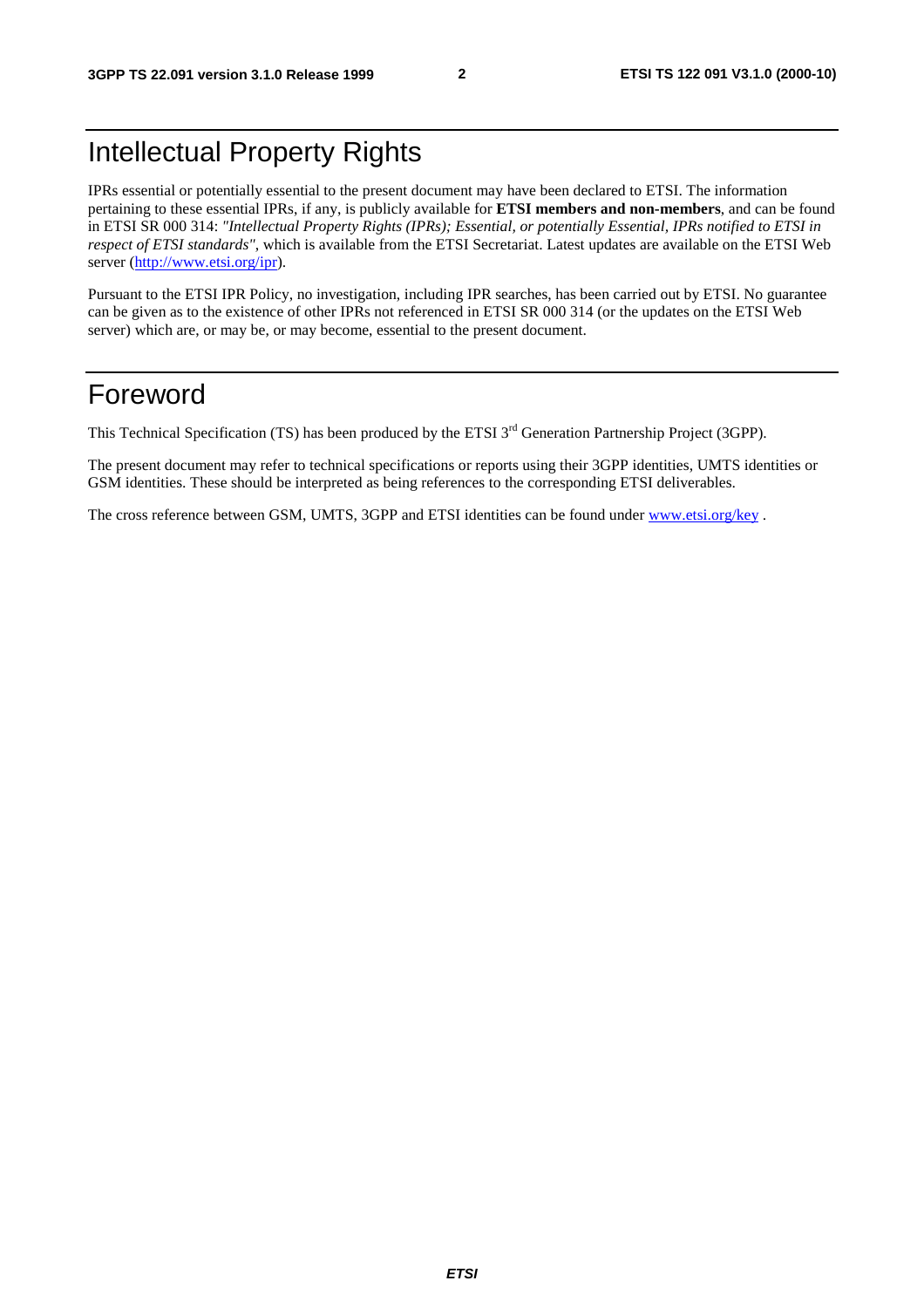# Intellectual Property Rights

IPRs essential or potentially essential to the present document may have been declared to ETSI. The information pertaining to these essential IPRs, if any, is publicly available for **ETSI members and non-members**, and can be found in ETSI SR 000 314: *"Intellectual Property Rights (IPRs); Essential, or potentially Essential, IPRs notified to ETSI in respect of ETSI standards"*, which is available from the ETSI Secretariat. Latest updates are available on the ETSI Web server (http://www.etsi.org/ipr).

Pursuant to the ETSI IPR Policy, no investigation, including IPR searches, has been carried out by ETSI. No guarantee can be given as to the existence of other IPRs not referenced in ETSI SR 000 314 (or the updates on the ETSI Web server) which are, or may be, or may become, essential to the present document.

# Foreword

This Technical Specification (TS) has been produced by the ETSI 3rd Generation Partnership Project (3GPP).

The present document may refer to technical specifications or reports using their 3GPP identities, UMTS identities or GSM identities. These should be interpreted as being references to the corresponding ETSI deliverables.

The cross reference between GSM, UMTS, 3GPP and ETSI identities can be found under www.etsi.org/key .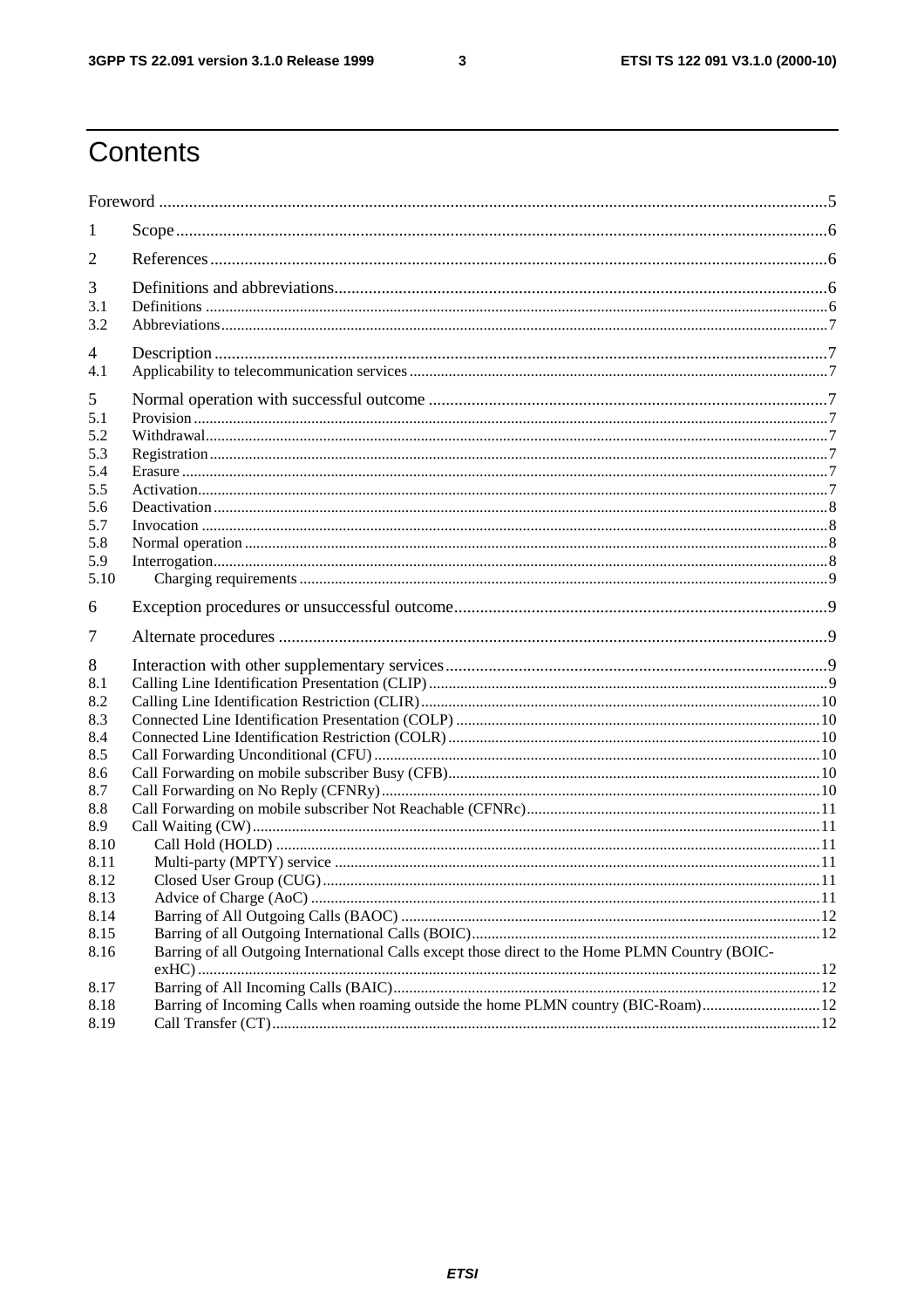# Contents

Foreword ....................................................................................................................................................5

1 Scope ....................................................................................................................................................6

2 References ............................................................................................................................................6

3 Definitions and abbreviations ..............................................................................................................6
3.1 Definitions ..........................................................................................................................................6
3.2 Abbreviations ......................................................................................................................................7

4 Description ...........................................................................................................................................7
4.1 Applicability to telecommunication services .......................................................................................7

5 Normal operation with successful outcome .........................................................................................7
5.1 Provision ..............................................................................................................................................7
5.2 Withdrawal ..........................................................................................................................................7
5.3 Registration .........................................................................................................................................7
5.4 Erasure .................................................................................................................................................7
5.5 Activation .............................................................................................................................................7
5.6 Deactivation .........................................................................................................................................8
5.7 Invocation ............................................................................................................................................8
5.8 Normal operation .................................................................................................................................8
5.9 Interrogation .........................................................................................................................................8
5.10 Charging requirements .....................................................................................................................9

6 Exception procedures or unsuccessful outcome ....................................................................................9

7 Alternate procedures .............................................................................................................................9

8 Interaction with other supplementary services .......................................................................................9
8.1 Calling Line Identification Presentation (CLIP) ..................................................................................9
8.2 Calling Line Identification Restriction (CLIR) ..................................................................................10
8.3 Connected Line Identification Presentation (COLP) .........................................................................10
8.4 Connected Line Identification Restriction (COLR) ...........................................................................10
8.5 Call Forwarding Unconditional (CFU) ..............................................................................................10
8.6 Call Forwarding on mobile subscriber Busy (CFB) ...........................................................................10
8.7 Call Forwarding on No Reply (CFNRy) .............................................................................................10
8.8 Call Forwarding on mobile subscriber Not Reachable (CFNRc) ........................................................11
8.9 Call Waiting (CW) ..............................................................................................................................11
8.10 Call Hold (HOLD) ..............................................................................................................................11
8.11 Multi-party (MPTY) service ..............................................................................................................11
8.12 Closed User Group (CUG) ................................................................................................................11
8.13 Advice of Charge (AoC) ....................................................................................................................11
8.14 Barring of All Outgoing Calls (BAOC) .............................................................................................12
8.15 Barring of all Outgoing International Calls (BOIC) ..........................................................................12
8.16 Barring of all Outgoing International Calls except those direct to the Home PLMN Country (BOIC-exHC) ..............................................................................................................................................12
8.17 Barring of All Incoming Calls (BAIC) ...............................................................................................12
8.18 Barring of Incoming Calls when roaming outside the home PLMN country (BIC-Roam) ..................12
8.19 Call Transfer (CT) ...............................................................................................................................12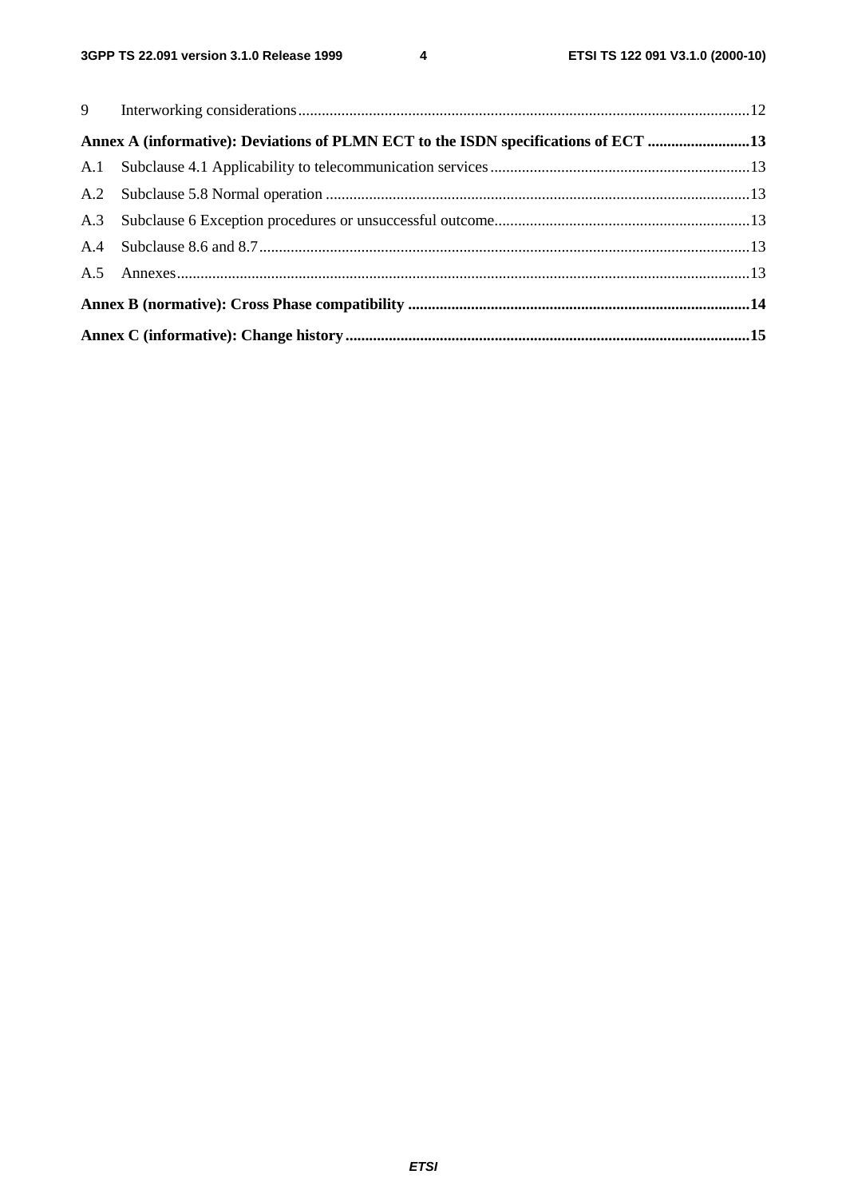9 Interworking considerations..................................................................................................................12

**Annex A (informative): Deviations of PLMN ECT to the ISDN specifications of ECT ..........................13**

A.1 Subclause 4.1 Applicability to telecommunication services..................................................................13

A.2 Subclause 5.8 Normal operation ...........................................................................................................13

A.3 Subclause 6 Exception procedures or unsuccessful outcome.................................................................13

A.4 Subclause 8.6 and 8.7............................................................................................................................13

A.5 Annexes.................................................................................................................................................13

**Annex B (normative): Cross Phase compatibility ......................................................................................14**

**Annex C (informative): Change history......................................................................................................15**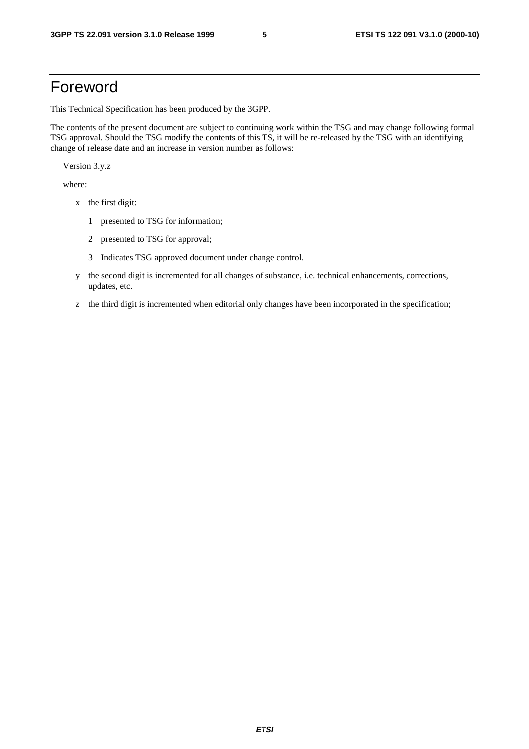# Foreword

This Technical Specification has been produced by the 3GPP.

The contents of the present document are subject to continuing work within the TSG and may change following formal TSG approval. Should the TSG modify the contents of this TS, it will be re-released by the TSG with an identifying change of release date and an increase in version number as follows:

Version 3.y.z

where:

- x the first digit:
  - 1 presented to TSG for information;
  - 2 presented to TSG for approval;
  - 3 Indicates TSG approved document under change control.
- y the second digit is incremented for all changes of substance, i.e. technical enhancements, corrections, updates, etc.
- z the third digit is incremented when editorial only changes have been incorporated in the specification;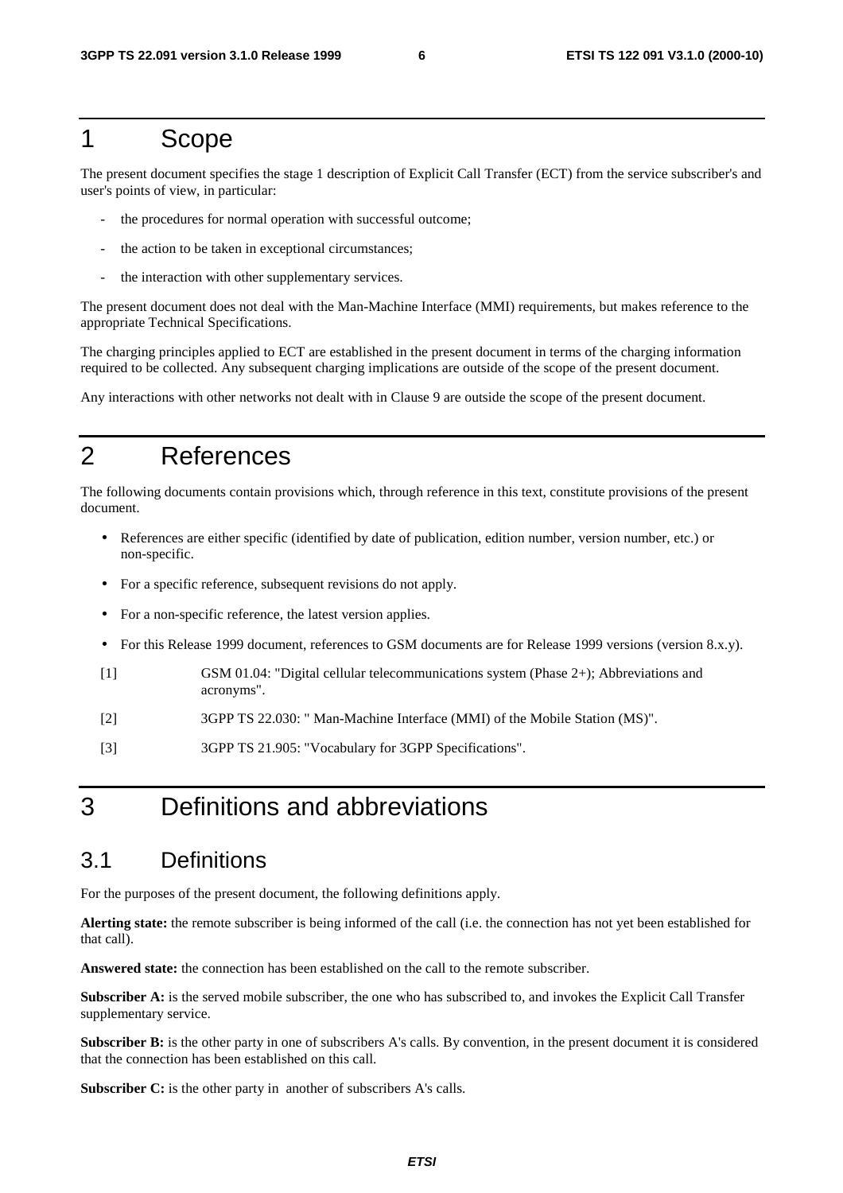# 1 Scope

The present document specifies the stage 1 description of Explicit Call Transfer (ECT) from the service subscriber's and user's points of view, in particular:

- the procedures for normal operation with successful outcome;
- the action to be taken in exceptional circumstances;
- the interaction with other supplementary services.

The present document does not deal with the Man-Machine Interface (MMI) requirements, but makes reference to the appropriate Technical Specifications.

The charging principles applied to ECT are established in the present document in terms of the charging information required to be collected. Any subsequent charging implications are outside of the scope of the present document.

Any interactions with other networks not dealt with in Clause 9 are outside the scope of the present document.

# 2 References

The following documents contain provisions which, through reference in this text, constitute provisions of the present document.

- References are either specific (identified by date of publication, edition number, version number, etc.) or non-specific.
- For a specific reference, subsequent revisions do not apply.
- For a non-specific reference, the latest version applies.
- For this Release 1999 document, references to GSM documents are for Release 1999 versions (version 8.x.y).

[1] GSM 01.04: "Digital cellular telecommunications system (Phase 2+); Abbreviations and acronyms".

[2] 3GPP TS 22.030: " Man-Machine Interface (MMI) of the Mobile Station (MS)".

[3] 3GPP TS 21.905: "Vocabulary for 3GPP Specifications".

# 3 Definitions and abbreviations

## 3.1 Definitions

For the purposes of the present document, the following definitions apply.

**Alerting state:** the remote subscriber is being informed of the call (i.e. the connection has not yet been established for that call).

**Answered state:** the connection has been established on the call to the remote subscriber.

**Subscriber A:** is the served mobile subscriber, the one who has subscribed to, and invokes the Explicit Call Transfer supplementary service.

**Subscriber B:** is the other party in one of subscribers A's calls. By convention, in the present document it is considered that the connection has been established on this call.

**Subscriber C:** is the other party in another of subscribers A's calls.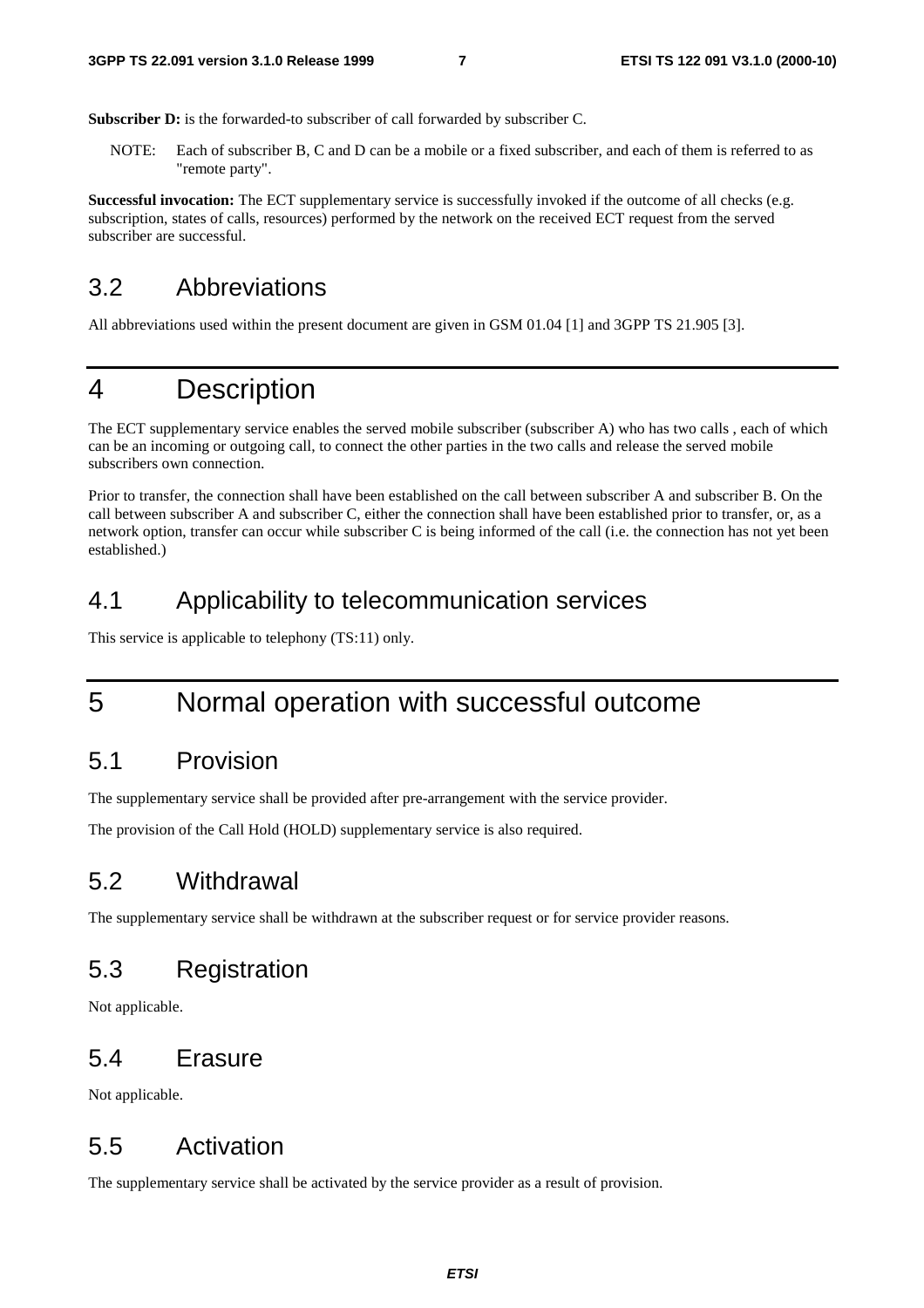**Subscriber D:** is the forwarded-to subscriber of call forwarded by subscriber C.

NOTE: Each of subscriber B, C and D can be a mobile or a fixed subscriber, and each of them is referred to as "remote party".

**Successful invocation:** The ECT supplementary service is successfully invoked if the outcome of all checks (e.g. subscription, states of calls, resources) performed by the network on the received ECT request from the served subscriber are successful.

## 3.2 Abbreviations

All abbreviations used within the present document are given in GSM 01.04 [1] and 3GPP TS 21.905 [3].

# 4 Description

The ECT supplementary service enables the served mobile subscriber (subscriber A) who has two calls , each of which can be an incoming or outgoing call, to connect the other parties in the two calls and release the served mobile subscribers own connection.

Prior to transfer, the connection shall have been established on the call between subscriber A and subscriber B. On the call between subscriber A and subscriber C, either the connection shall have been established prior to transfer, or, as a network option, transfer can occur while subscriber C is being informed of the call (i.e. the connection has not yet been established.)

## 4.1 Applicability to telecommunication services

This service is applicable to telephony (TS:11) only.

# 5 Normal operation with successful outcome

## 5.1 Provision

The supplementary service shall be provided after pre-arrangement with the service provider.

The provision of the Call Hold (HOLD) supplementary service is also required.

## 5.2 Withdrawal

The supplementary service shall be withdrawn at the subscriber request or for service provider reasons.

## 5.3 Registration

Not applicable.

## 5.4 Erasure

Not applicable.

## 5.5 Activation

The supplementary service shall be activated by the service provider as a result of provision.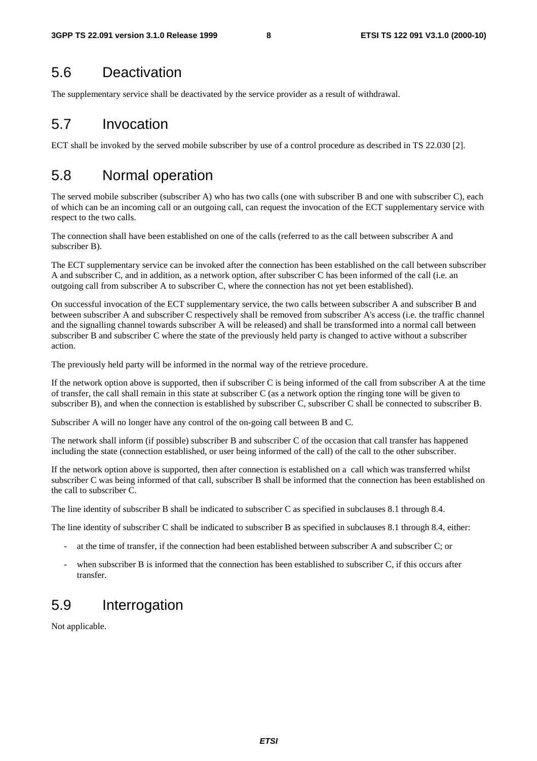## 5.6 Deactivation

The supplementary service shall be deactivated by the service provider as a result of withdrawal.

## 5.7 Invocation

ECT shall be invoked by the served mobile subscriber by use of a control procedure as described in TS 22.030 [2].

## 5.8 Normal operation

The served mobile subscriber (subscriber A) who has two calls (one with subscriber B and one with subscriber C), each of which can be an incoming call or an outgoing call, can request the invocation of the ECT supplementary service with respect to the two calls.

The connection shall have been established on one of the calls (referred to as the call between subscriber A and subscriber B).

The ECT supplementary service can be invoked after the connection has been established on the call between subscriber A and subscriber C, and in addition, as a network option, after subscriber C has been informed of the call (i.e. an outgoing call from subscriber A to subscriber C, where the connection has not yet been established).

On successful invocation of the ECT supplementary service, the two calls between subscriber A and subscriber B and between subscriber A and subscriber C respectively shall be removed from subscriber A's access (i.e. the traffic channel and the signalling channel towards subscriber A will be released) and shall be transformed into a normal call between subscriber B and subscriber C where the state of the previously held party is changed to active without a subscriber action.

The previously held party will be informed in the normal way of the retrieve procedure.

If the network option above is supported, then if subscriber C is being informed of the call from subscriber A at the time of transfer, the call shall remain in this state at subscriber C (as a network option the ringing tone will be given to subscriber B), and when the connection is established by subscriber C, subscriber C shall be connected to subscriber B.

Subscriber A will no longer have any control of the on-going call between B and C.

The network shall inform (if possible) subscriber B and subscriber C of the occasion that call transfer has happened including the state (connection established, or user being informed of the call) of the call to the other subscriber.

If the network option above is supported, then after connection is established on a call which was transferred whilst subscriber C was being informed of that call, subscriber B shall be informed that the connection has been established on the call to subscriber C.

The line identity of subscriber B shall be indicated to subscriber C as specified in subclauses 8.1 through 8.4.

The line identity of subscriber C shall be indicated to subscriber B as specified in subclauses 8.1 through 8.4, either:

- at the time of transfer, if the connection had been established between subscriber A and subscriber C; or
- when subscriber B is informed that the connection has been established to subscriber C, if this occurs after transfer.

## 5.9 Interrogation

Not applicable.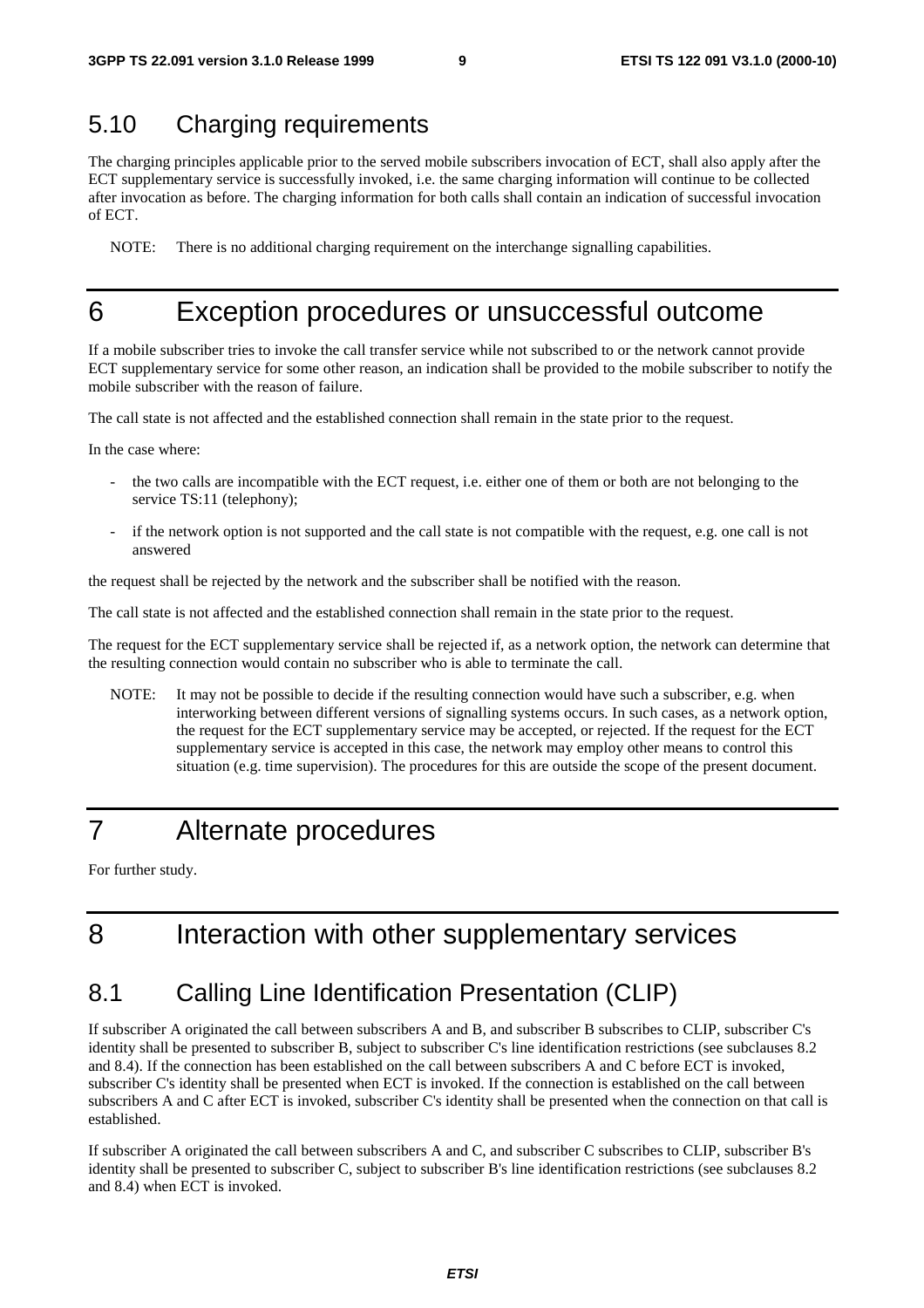## 5.10 Charging requirements

The charging principles applicable prior to the served mobile subscribers invocation of ECT, shall also apply after the ECT supplementary service is successfully invoked, i.e. the same charging information will continue to be collected after invocation as before. The charging information for both calls shall contain an indication of successful invocation of ECT.

NOTE: There is no additional charging requirement on the interchange signalling capabilities.

# 6 Exception procedures or unsuccessful outcome

If a mobile subscriber tries to invoke the call transfer service while not subscribed to or the network cannot provide ECT supplementary service for some other reason, an indication shall be provided to the mobile subscriber to notify the mobile subscriber with the reason of failure.

The call state is not affected and the established connection shall remain in the state prior to the request.

In the case where:

- the two calls are incompatible with the ECT request, i.e. either one of them or both are not belonging to the service TS:11 (telephony);
- if the network option is not supported and the call state is not compatible with the request, e.g. one call is not answered

the request shall be rejected by the network and the subscriber shall be notified with the reason.

The call state is not affected and the established connection shall remain in the state prior to the request.

The request for the ECT supplementary service shall be rejected if, as a network option, the network can determine that the resulting connection would contain no subscriber who is able to terminate the call.

NOTE: It may not be possible to decide if the resulting connection would have such a subscriber, e.g. when interworking between different versions of signalling systems occurs. In such cases, as a network option, the request for the ECT supplementary service may be accepted, or rejected. If the request for the ECT supplementary service is accepted in this case, the network may employ other means to control this situation (e.g. time supervision). The procedures for this are outside the scope of the present document.

# 7 Alternate procedures

For further study.

# 8 Interaction with other supplementary services

## 8.1 Calling Line Identification Presentation (CLIP)

If subscriber A originated the call between subscribers A and B, and subscriber B subscribes to CLIP, subscriber C's identity shall be presented to subscriber B, subject to subscriber C's line identification restrictions (see subclauses 8.2 and 8.4). If the connection has been established on the call between subscribers A and C before ECT is invoked, subscriber C's identity shall be presented when ECT is invoked. If the connection is established on the call between subscribers A and C after ECT is invoked, subscriber C's identity shall be presented when the connection on that call is established.

If subscriber A originated the call between subscribers A and C, and subscriber C subscribes to CLIP, subscriber B's identity shall be presented to subscriber C, subject to subscriber B's line identification restrictions (see subclauses 8.2 and 8.4) when ECT is invoked.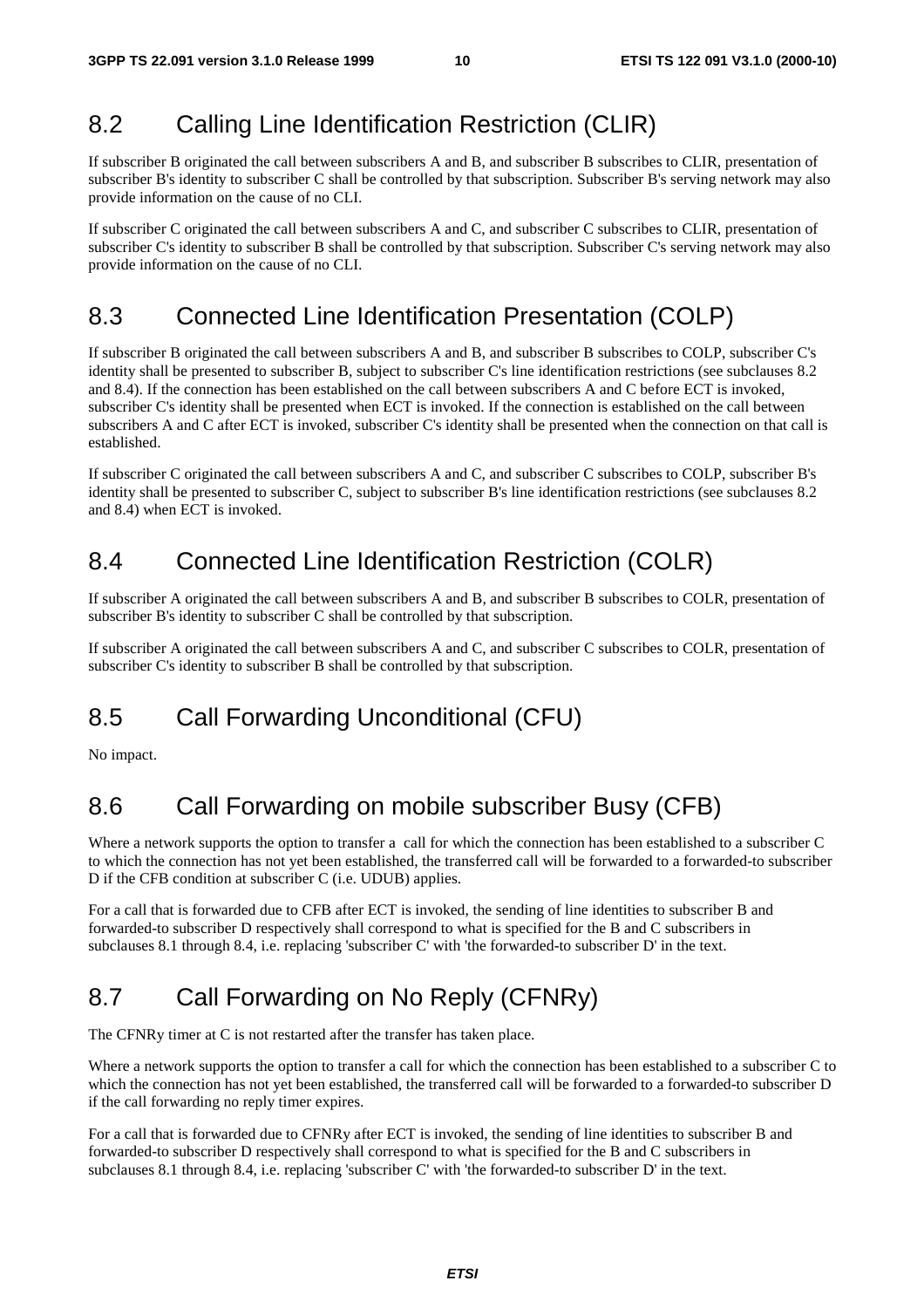## 8.2 Calling Line Identification Restriction (CLIR)

If subscriber B originated the call between subscribers A and B, and subscriber B subscribes to CLIR, presentation of subscriber B's identity to subscriber C shall be controlled by that subscription. Subscriber B's serving network may also provide information on the cause of no CLI.

If subscriber C originated the call between subscribers A and C, and subscriber C subscribes to CLIR, presentation of subscriber C's identity to subscriber B shall be controlled by that subscription. Subscriber C's serving network may also provide information on the cause of no CLI.

## 8.3 Connected Line Identification Presentation (COLP)

If subscriber B originated the call between subscribers A and B, and subscriber B subscribes to COLP, subscriber C's identity shall be presented to subscriber B, subject to subscriber C's line identification restrictions (see subclauses 8.2 and 8.4). If the connection has been established on the call between subscribers A and C before ECT is invoked, subscriber C's identity shall be presented when ECT is invoked. If the connection is established on the call between subscribers A and C after ECT is invoked, subscriber C's identity shall be presented when the connection on that call is established.

If subscriber C originated the call between subscribers A and C, and subscriber C subscribes to COLP, subscriber B's identity shall be presented to subscriber C, subject to subscriber B's line identification restrictions (see subclauses 8.2 and 8.4) when ECT is invoked.

## 8.4 Connected Line Identification Restriction (COLR)

If subscriber A originated the call between subscribers A and B, and subscriber B subscribes to COLR, presentation of subscriber B's identity to subscriber C shall be controlled by that subscription.

If subscriber A originated the call between subscribers A and C, and subscriber C subscribes to COLR, presentation of subscriber C's identity to subscriber B shall be controlled by that subscription.

## 8.5 Call Forwarding Unconditional (CFU)

No impact.

## 8.6 Call Forwarding on mobile subscriber Busy (CFB)

Where a network supports the option to transfer a call for which the connection has been established to a subscriber C to which the connection has not yet been established, the transferred call will be forwarded to a forwarded-to subscriber D if the CFB condition at subscriber C (i.e. UDUB) applies.

For a call that is forwarded due to CFB after ECT is invoked, the sending of line identities to subscriber B and forwarded-to subscriber D respectively shall correspond to what is specified for the B and C subscribers in subclauses 8.1 through 8.4, i.e. replacing 'subscriber C' with 'the forwarded-to subscriber D' in the text.

## 8.7 Call Forwarding on No Reply (CFNRy)

The CFNRy timer at C is not restarted after the transfer has taken place.

Where a network supports the option to transfer a call for which the connection has been established to a subscriber C to which the connection has not yet been established, the transferred call will be forwarded to a forwarded-to subscriber D if the call forwarding no reply timer expires.

For a call that is forwarded due to CFNRy after ECT is invoked, the sending of line identities to subscriber B and forwarded-to subscriber D respectively shall correspond to what is specified for the B and C subscribers in subclauses 8.1 through 8.4, i.e. replacing 'subscriber C' with 'the forwarded-to subscriber D' in the text.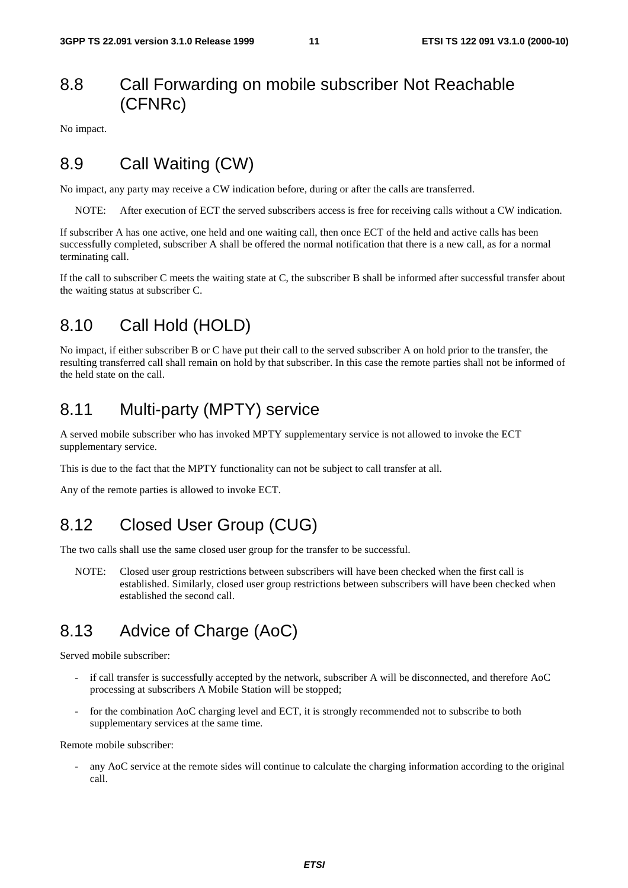## 8.8 Call Forwarding on mobile subscriber Not Reachable (CFNRc)

No impact.

## 8.9 Call Waiting (CW)

No impact, any party may receive a CW indication before, during or after the calls are transferred.

NOTE: After execution of ECT the served subscribers access is free for receiving calls without a CW indication.

If subscriber A has one active, one held and one waiting call, then once ECT of the held and active calls has been successfully completed, subscriber A shall be offered the normal notification that there is a new call, as for a normal terminating call.

If the call to subscriber C meets the waiting state at C, the subscriber B shall be informed after successful transfer about the waiting status at subscriber C.

## 8.10 Call Hold (HOLD)

No impact, if either subscriber B or C have put their call to the served subscriber A on hold prior to the transfer, the resulting transferred call shall remain on hold by that subscriber. In this case the remote parties shall not be informed of the held state on the call.

## 8.11 Multi-party (MPTY) service

A served mobile subscriber who has invoked MPTY supplementary service is not allowed to invoke the ECT supplementary service.

This is due to the fact that the MPTY functionality can not be subject to call transfer at all.

Any of the remote parties is allowed to invoke ECT.

## 8.12 Closed User Group (CUG)

The two calls shall use the same closed user group for the transfer to be successful.

NOTE: Closed user group restrictions between subscribers will have been checked when the first call is established. Similarly, closed user group restrictions between subscribers will have been checked when established the second call.

## 8.13 Advice of Charge (AoC)

Served mobile subscriber:

- if call transfer is successfully accepted by the network, subscriber A will be disconnected, and therefore AoC processing at subscribers A Mobile Station will be stopped;
- for the combination AoC charging level and ECT, it is strongly recommended not to subscribe to both supplementary services at the same time.

Remote mobile subscriber:

- any AoC service at the remote sides will continue to calculate the charging information according to the original call.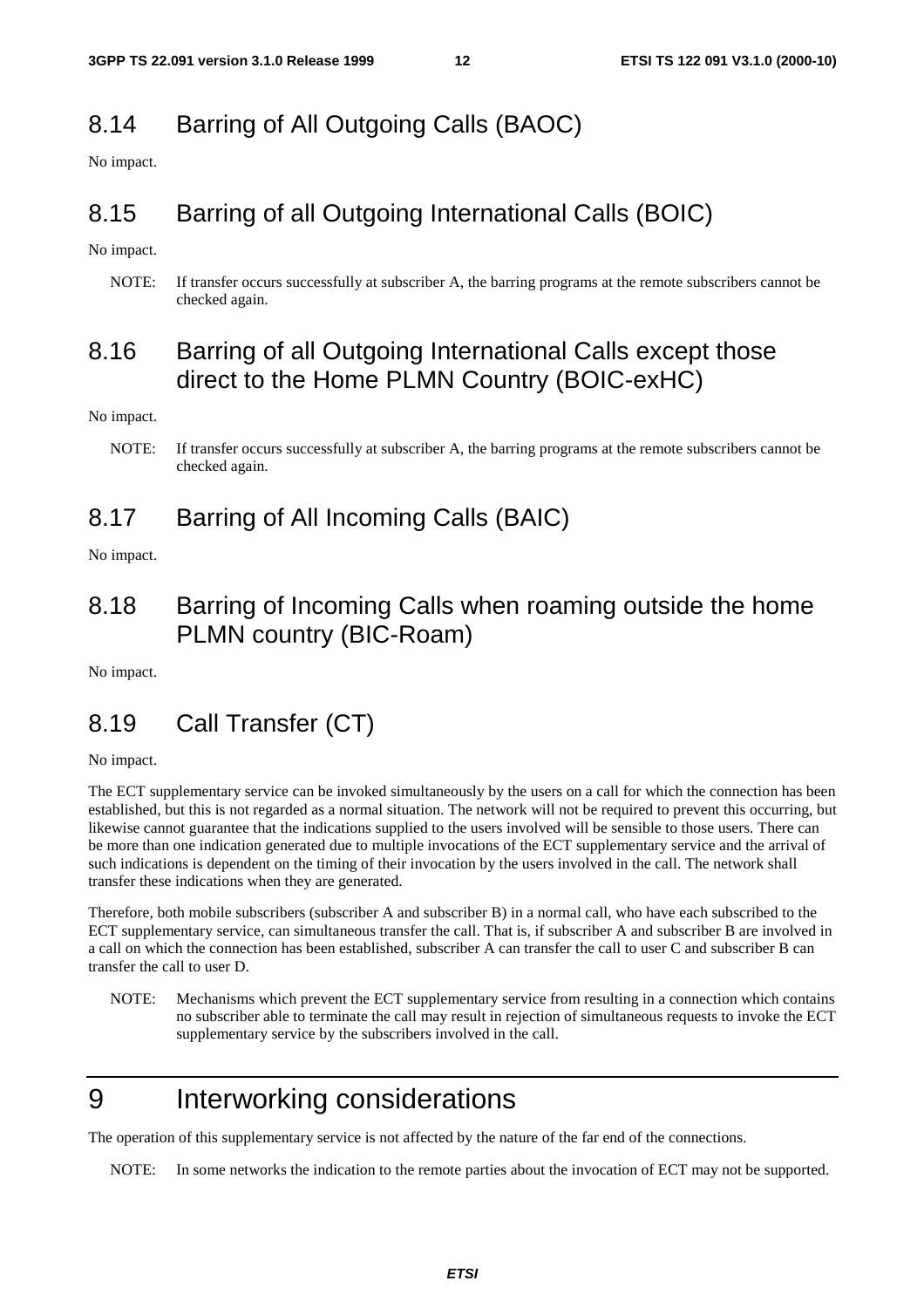## 8.14 Barring of All Outgoing Calls (BAOC)

No impact.

## 8.15 Barring of all Outgoing International Calls (BOIC)

No impact.

NOTE: If transfer occurs successfully at subscriber A, the barring programs at the remote subscribers cannot be checked again.

## 8.16 Barring of all Outgoing International Calls except those direct to the Home PLMN Country (BOIC-exHC)

No impact.

NOTE: If transfer occurs successfully at subscriber A, the barring programs at the remote subscribers cannot be checked again.

## 8.17 Barring of All Incoming Calls (BAIC)

No impact.

## 8.18 Barring of Incoming Calls when roaming outside the home PLMN country (BIC-Roam)

No impact.

## 8.19 Call Transfer (CT)

No impact.

The ECT supplementary service can be invoked simultaneously by the users on a call for which the connection has been established, but this is not regarded as a normal situation. The network will not be required to prevent this occurring, but likewise cannot guarantee that the indications supplied to the users involved will be sensible to those users. There can be more than one indication generated due to multiple invocations of the ECT supplementary service and the arrival of such indications is dependent on the timing of their invocation by the users involved in the call. The network shall transfer these indications when they are generated.

Therefore, both mobile subscribers (subscriber A and subscriber B) in a normal call, who have each subscribed to the ECT supplementary service, can simultaneous transfer the call. That is, if subscriber A and subscriber B are involved in a call on which the connection has been established, subscriber A can transfer the call to user C and subscriber B can transfer the call to user D.

NOTE: Mechanisms which prevent the ECT supplementary service from resulting in a connection which contains no subscriber able to terminate the call may result in rejection of simultaneous requests to invoke the ECT supplementary service by the subscribers involved in the call.

# 9 Interworking considerations

The operation of this supplementary service is not affected by the nature of the far end of the connections.

NOTE: In some networks the indication to the remote parties about the invocation of ECT may not be supported.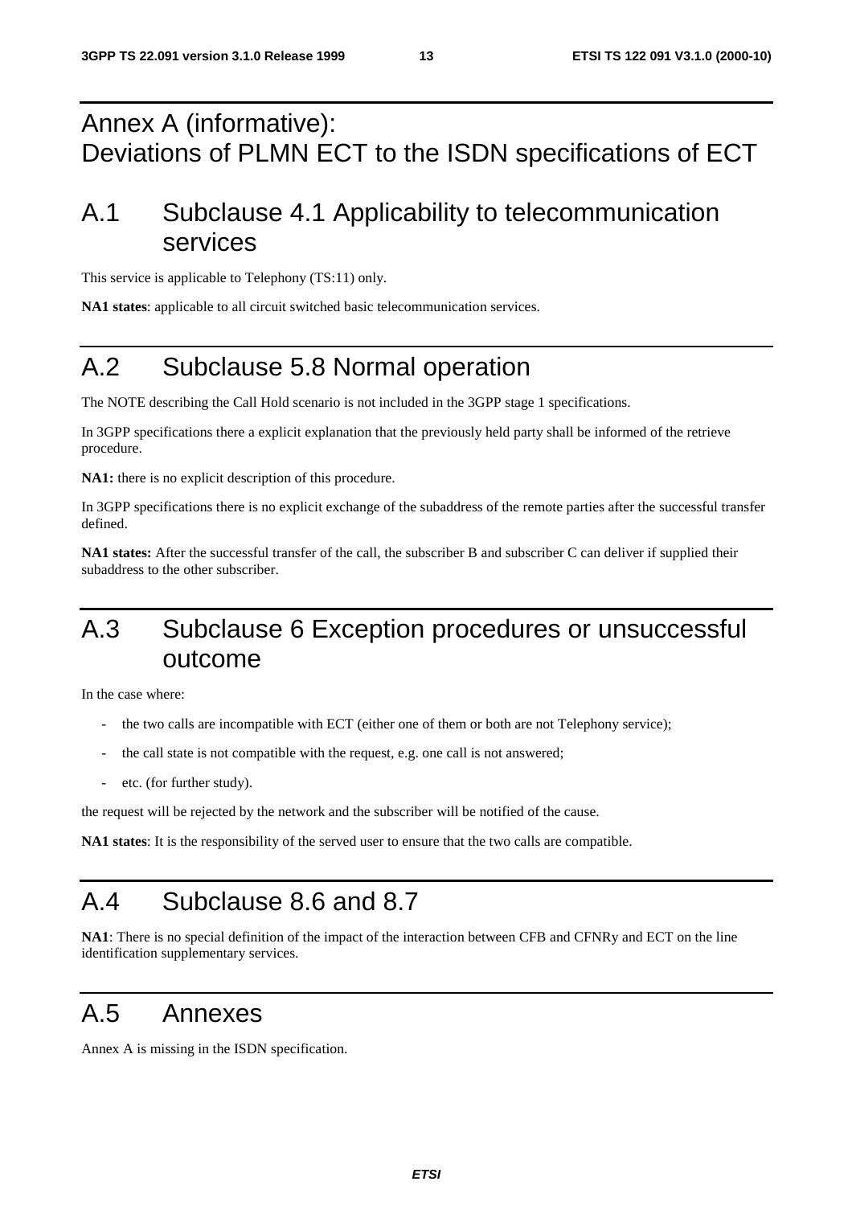# Annex A (informative): Deviations of PLMN ECT to the ISDN specifications of ECT

## A.1 Subclause 4.1 Applicability to telecommunication services

This service is applicable to Telephony (TS:11) only.

**NA1 states**: applicable to all circuit switched basic telecommunication services.

## A.2 Subclause 5.8 Normal operation

The NOTE describing the Call Hold scenario is not included in the 3GPP stage 1 specifications.

In 3GPP specifications there a explicit explanation that the previously held party shall be informed of the retrieve procedure.

**NA1:** there is no explicit description of this procedure.

In 3GPP specifications there is no explicit exchange of the subaddress of the remote parties after the successful transfer defined.

**NA1 states:** After the successful transfer of the call, the subscriber B and subscriber C can deliver if supplied their subaddress to the other subscriber.

## A.3 Subclause 6 Exception procedures or unsuccessful outcome

In the case where:

- the two calls are incompatible with ECT (either one of them or both are not Telephony service);
- the call state is not compatible with the request, e.g. one call is not answered;
- etc. (for further study).

the request will be rejected by the network and the subscriber will be notified of the cause.

**NA1 states**: It is the responsibility of the served user to ensure that the two calls are compatible.

## A.4 Subclause 8.6 and 8.7

**NA1**: There is no special definition of the impact of the interaction between CFB and CFNRy and ECT on the line identification supplementary services.

## A.5 Annexes

Annex A is missing in the ISDN specification.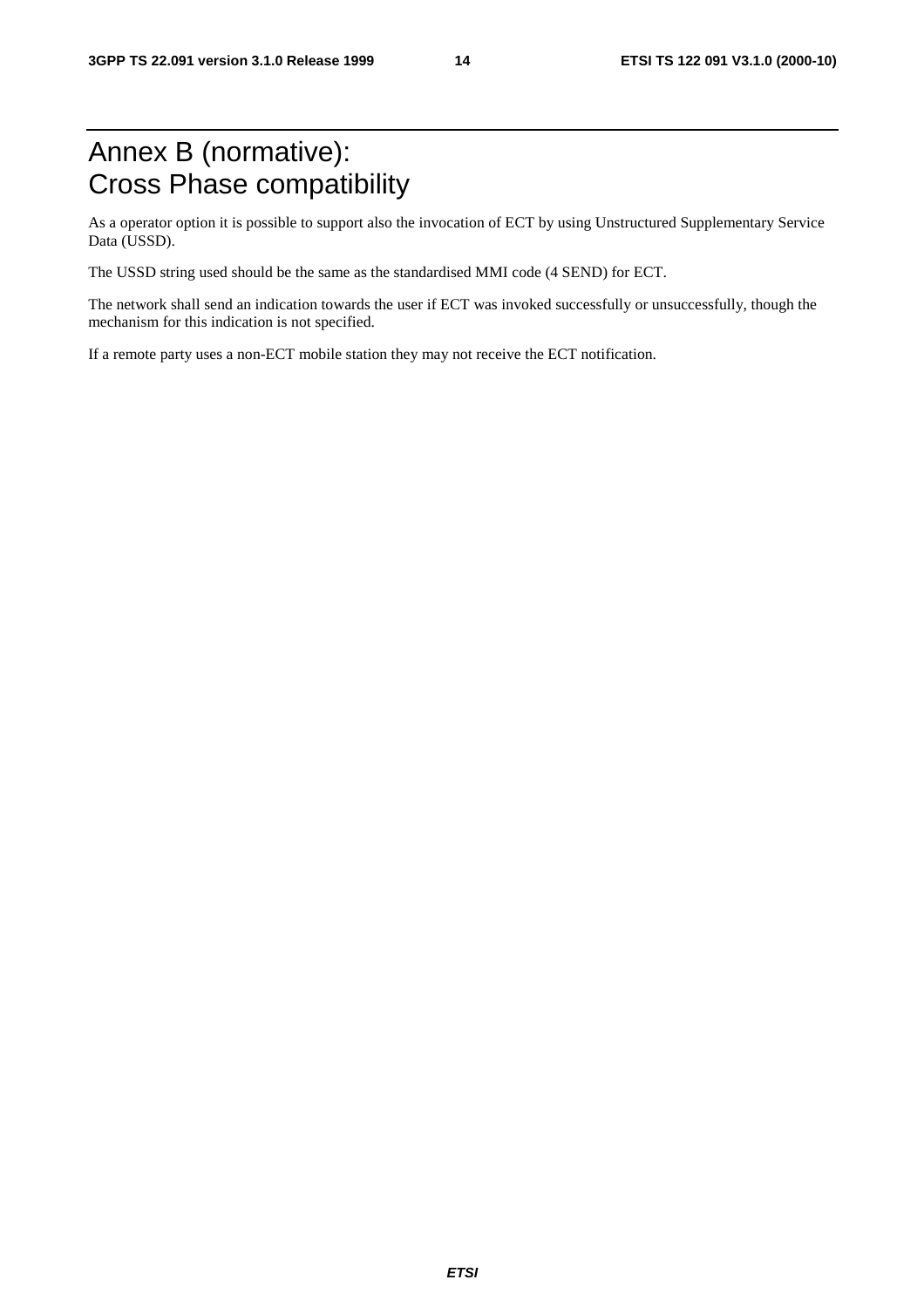# Annex B (normative): Cross Phase compatibility

As a operator option it is possible to support also the invocation of ECT by using Unstructured Supplementary Service Data (USSD).

The USSD string used should be the same as the standardised MMI code (4 SEND) for ECT.

The network shall send an indication towards the user if ECT was invoked successfully or unsuccessfully, though the mechanism for this indication is not specified.

If a remote party uses a non-ECT mobile station they may not receive the ECT notification.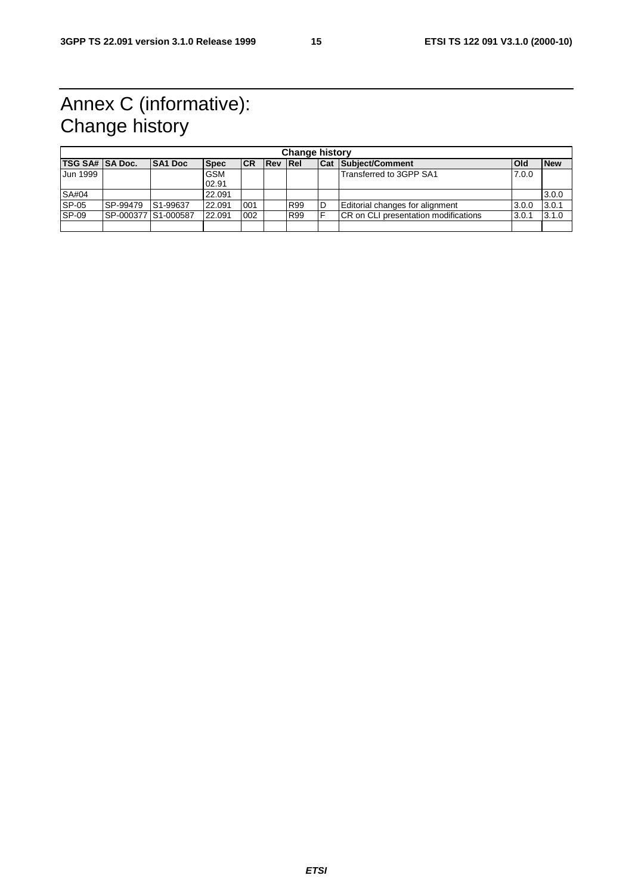# Annex C (informative): Change history

| Change history | | | | | | | | | | |
|---|---|---|---|---|---|---|---|---|---|---|
| **TSG SA#** | **SA Doc.** | **SA1 Doc** | **Spec** | **CR** | **Rev** | **Rel** | **Cat** | **Subject/Comment** | **Old** | **New** |
| Jun 1999 | | | GSM 02.91 | | | | | Transferred to 3GPP SA1 | 7.0.0 | |
| SA#04 | | | 22.091 | | | | | | | 3.0.0 |
| SP-05 | SP-99479 | S1-99637 | 22.091 | 001 | | R99 | D | Editorial changes for alignment | 3.0.0 | 3.0.1 |
| SP-09 | SP-000377 | S1-000587 | 22.091 | 002 | | R99 | F | CR on CLI presentation modifications | 3.0.1 | 3.1.0 |
| | | | | | | | | | | |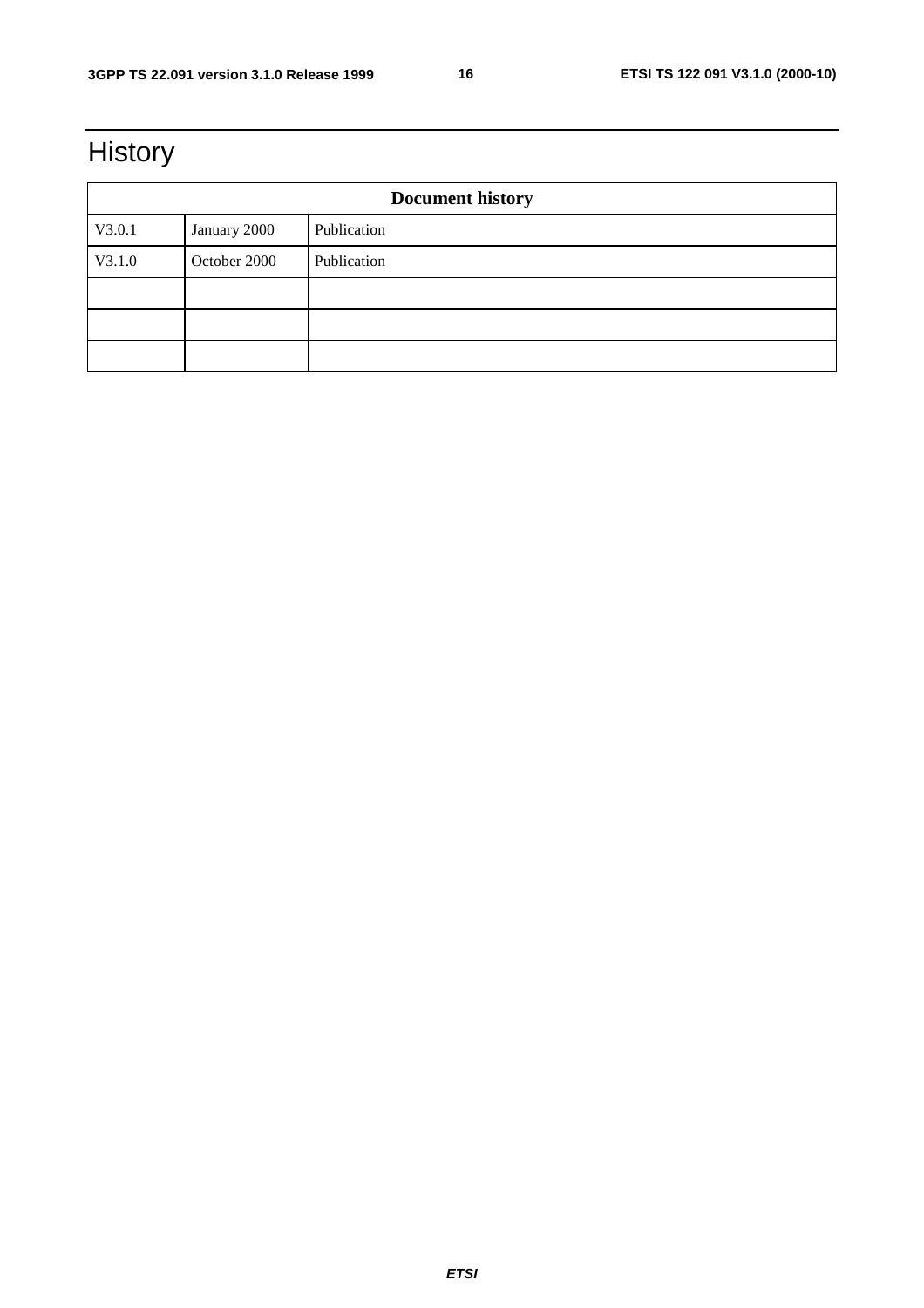# History

| Document history | | |
|---|---|---|
| V3.0.1 | January 2000 | Publication |
| V3.1.0 | October 2000 | Publication |
| | | |
| | | |
| | | |